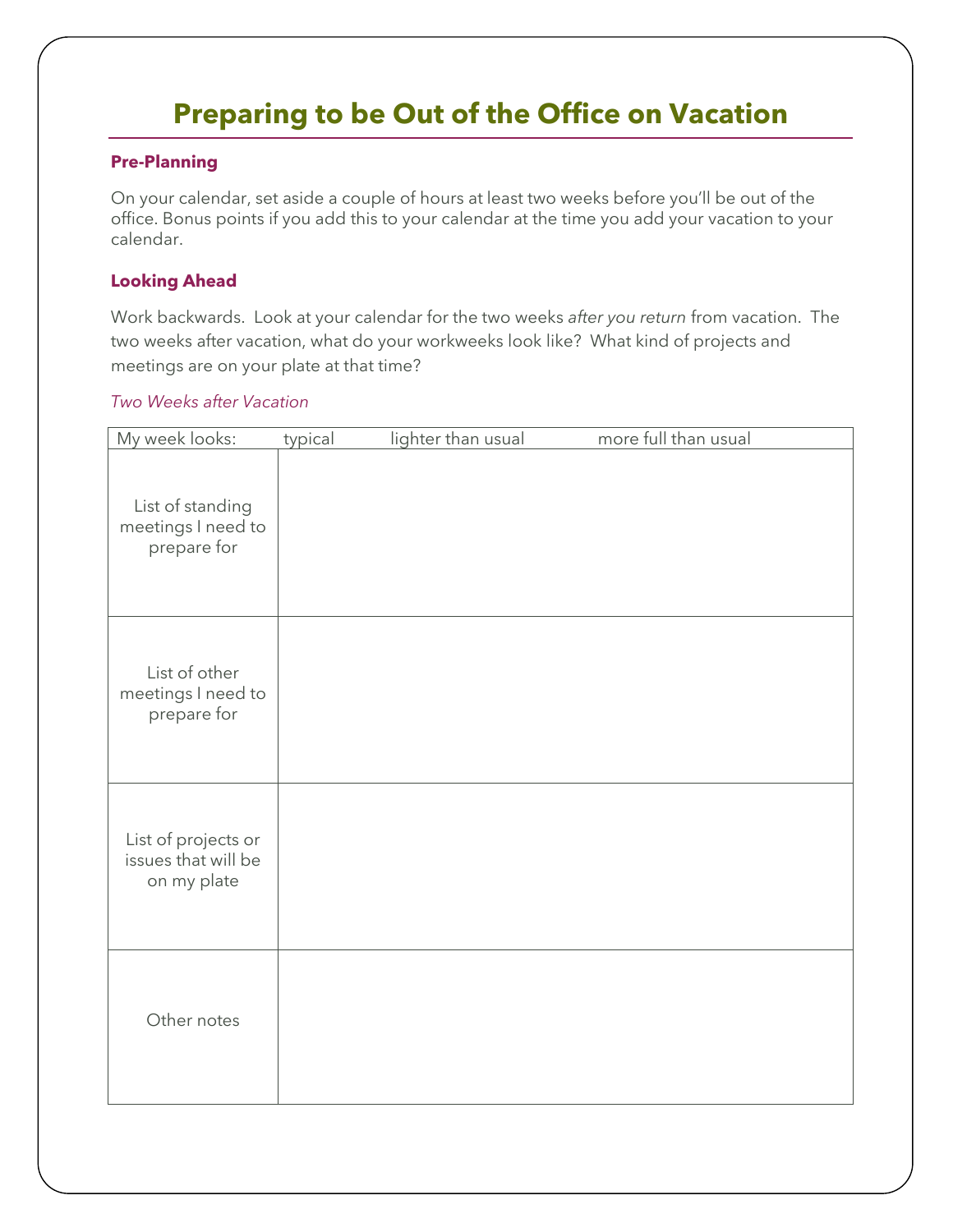# Preparing to be Out of the Office on Vacation

### Pre-Planning

On your calendar, set aside a couple of hours at least two weeks before you'll be out of the office. Bonus points if you add this to your calendar at the time you add your vacation to your calendar.

### Looking Ahead

Work backwards. Look at your calendar for the two weeks *after you return* from vacation. The two weeks after vacation, what do your workweeks look like? What kind of projects and meetings are on your plate at that time?

*Two Weeks after Vacation*

| My week looks: typical lighter than usual more full than usual | |
|---|---|
| List of standing meetings I need to prepare for | |
| List of other meetings I need to prepare for | |
| List of projects or issues that will be on my plate | |
| Other notes | |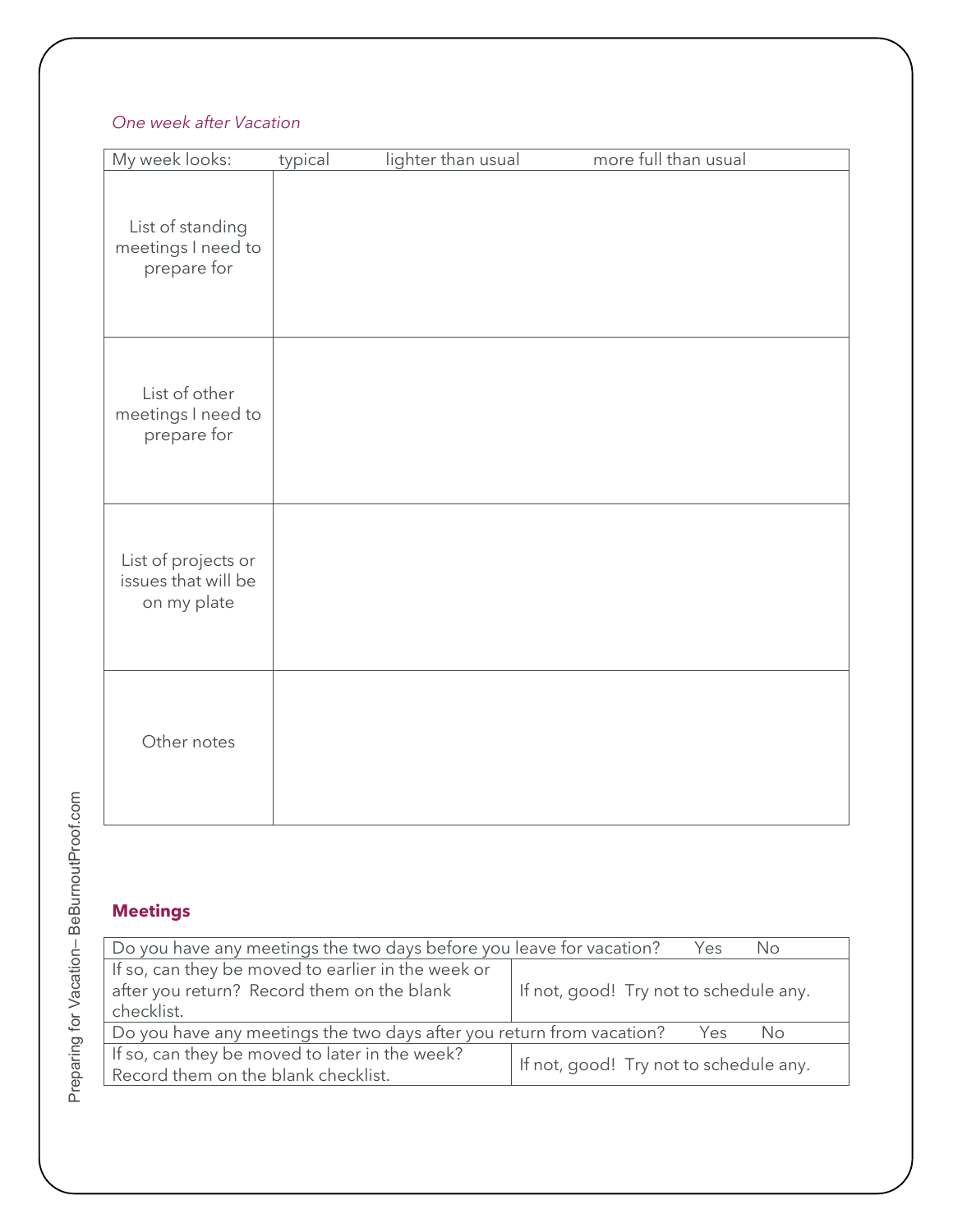*One week after Vacation*

| My week looks: typical lighter than usual more full than usual | |
|---|---|
| List of standing meetings I need to prepare for | |
| List of other meetings I need to prepare for | |
| List of projects or issues that will be on my plate | |
| Other notes | |

**Meetings**

| Do you have any meetings the two days before you leave for vacation? Yes No | |
|---|---|
| If so, can they be moved to earlier in the week or after you return? Record them on the blank checklist. | If not, good! Try not to schedule any. |
| Do you have any meetings the two days after you return from vacation? Yes No | |
| If so, can they be moved to later in the week? Record them on the blank checklist. | If not, good! Try not to schedule any. |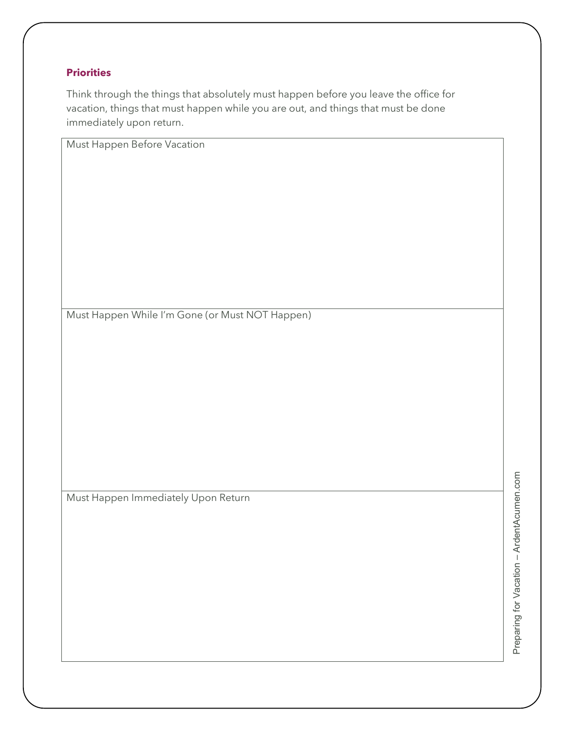### Priorities

Think through the things that absolutely must happen before you leave the office for vacation, things that must happen while you are out, and things that must be done immediately upon return.

| Must Happen Before Vacation |
| --- |
| |

| Must Happen While I'm Gone (or Must NOT Happen) |
| --- |
| |

| Must Happen Immediately Upon Return |
| --- |
| |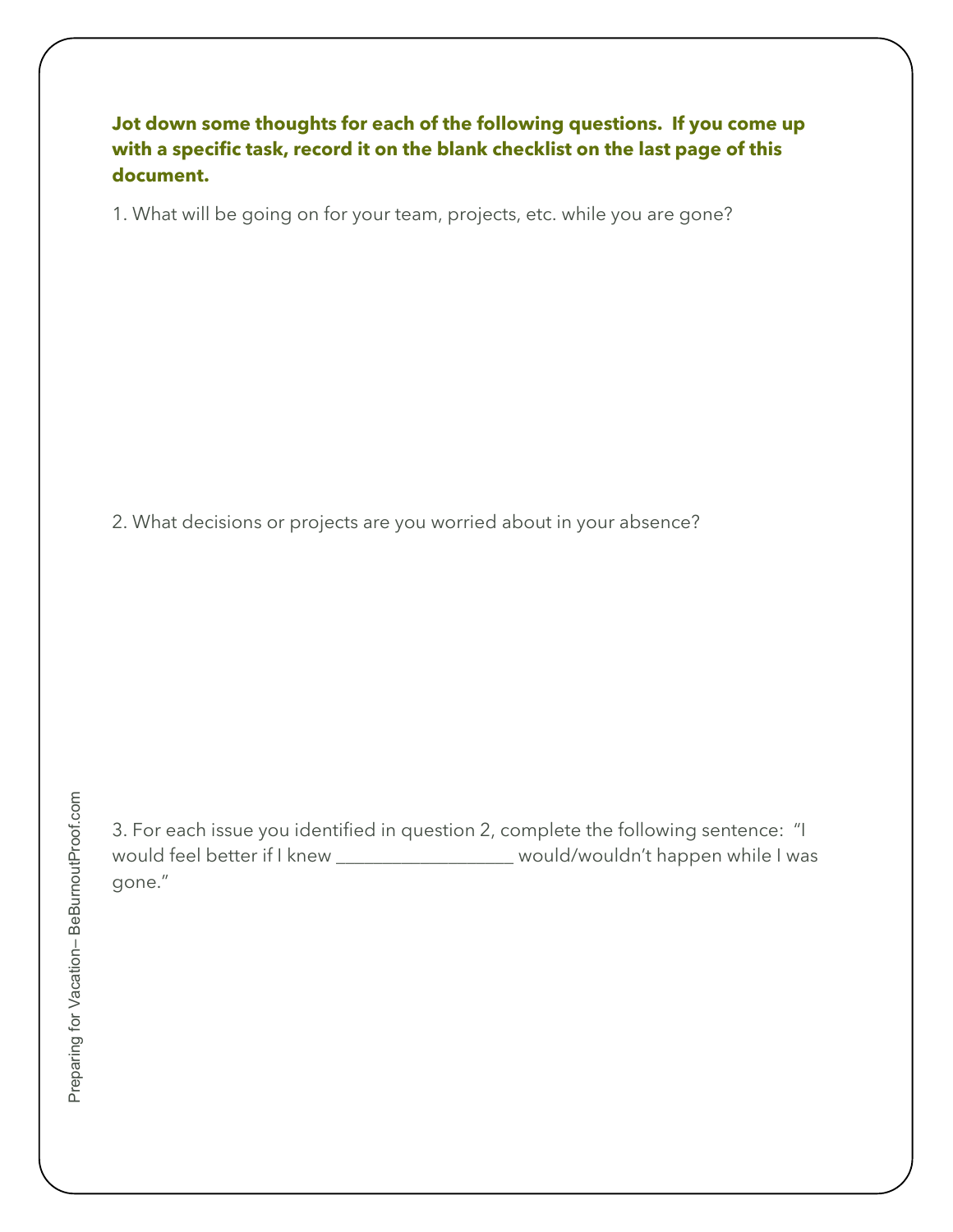**Jot down some thoughts for each of the following questions. If you come up with a specific task, record it on the blank checklist on the last page of this document.**

1. What will be going on for your team, projects, etc. while you are gone?

2. What decisions or projects are you worried about in your absence?

3. For each issue you identified in question 2, complete the following sentence: "I would feel better if I knew ___________________ would/wouldn't happen while I was gone."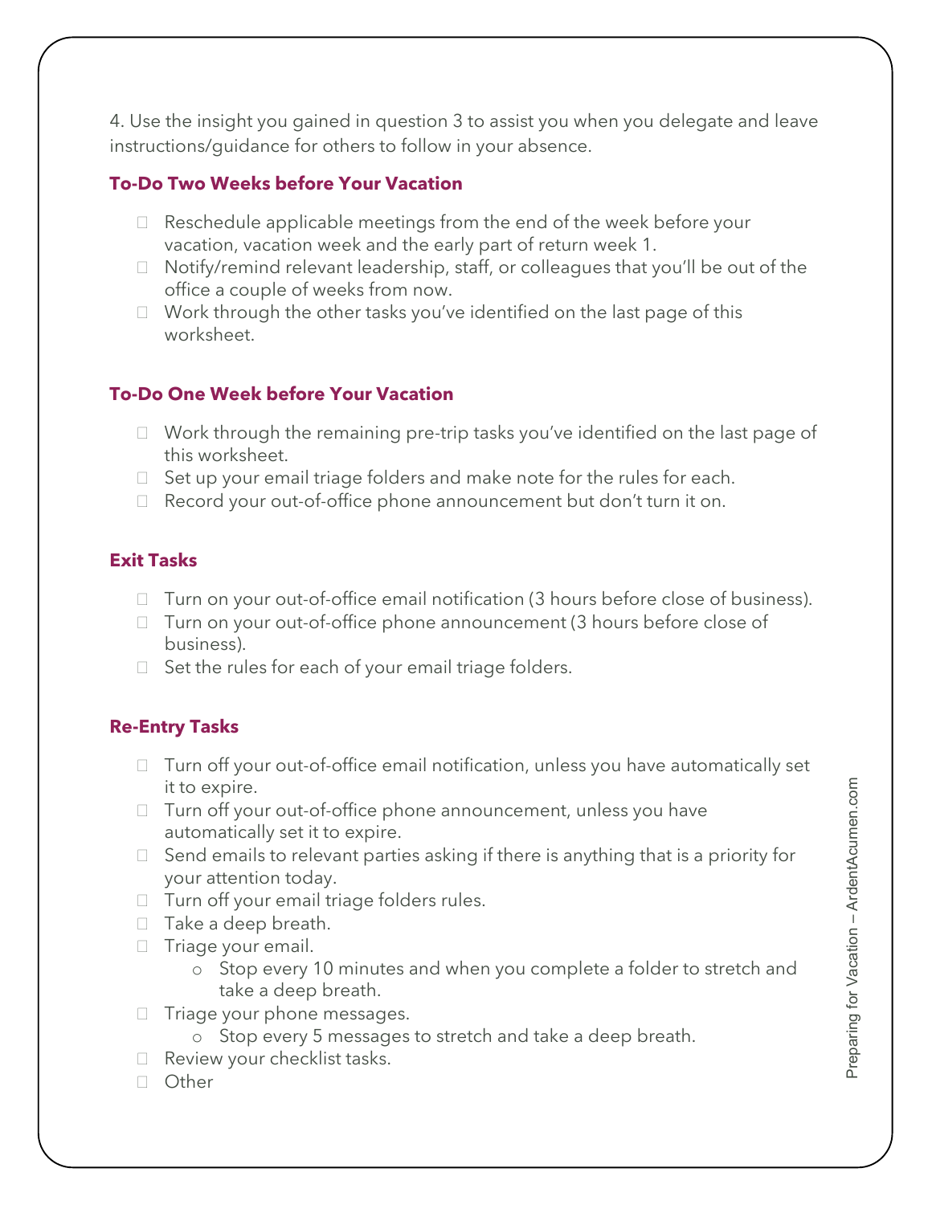4. Use the insight you gained in question 3 to assist you when you delegate and leave instructions/guidance for others to follow in your absence.

**To-Do Two Weeks before Your Vacation**

- Reschedule applicable meetings from the end of the week before your vacation, vacation week and the early part of return week 1.
- Notify/remind relevant leadership, staff, or colleagues that you'll be out of the office a couple of weeks from now.
- Work through the other tasks you've identified on the last page of this worksheet.

**To-Do One Week before Your Vacation**

- Work through the remaining pre-trip tasks you've identified on the last page of this worksheet.
- Set up your email triage folders and make note for the rules for each.
- Record your out-of-office phone announcement but don't turn it on.

**Exit Tasks**

- Turn on your out-of-office email notification (3 hours before close of business).
- Turn on your out-of-office phone announcement (3 hours before close of business).
- Set the rules for each of your email triage folders.

**Re-Entry Tasks**

- Turn off your out-of-office email notification, unless you have automatically set it to expire.
- Turn off your out-of-office phone announcement, unless you have automatically set it to expire.
- Send emails to relevant parties asking if there is anything that is a priority for your attention today.
- Turn off your email triage folders rules.
- Take a deep breath.
- Triage your email.
  - Stop every 10 minutes and when you complete a folder to stretch and take a deep breath.
- Triage your phone messages.
  - Stop every 5 messages to stretch and take a deep breath.
- Review your checklist tasks.
- Other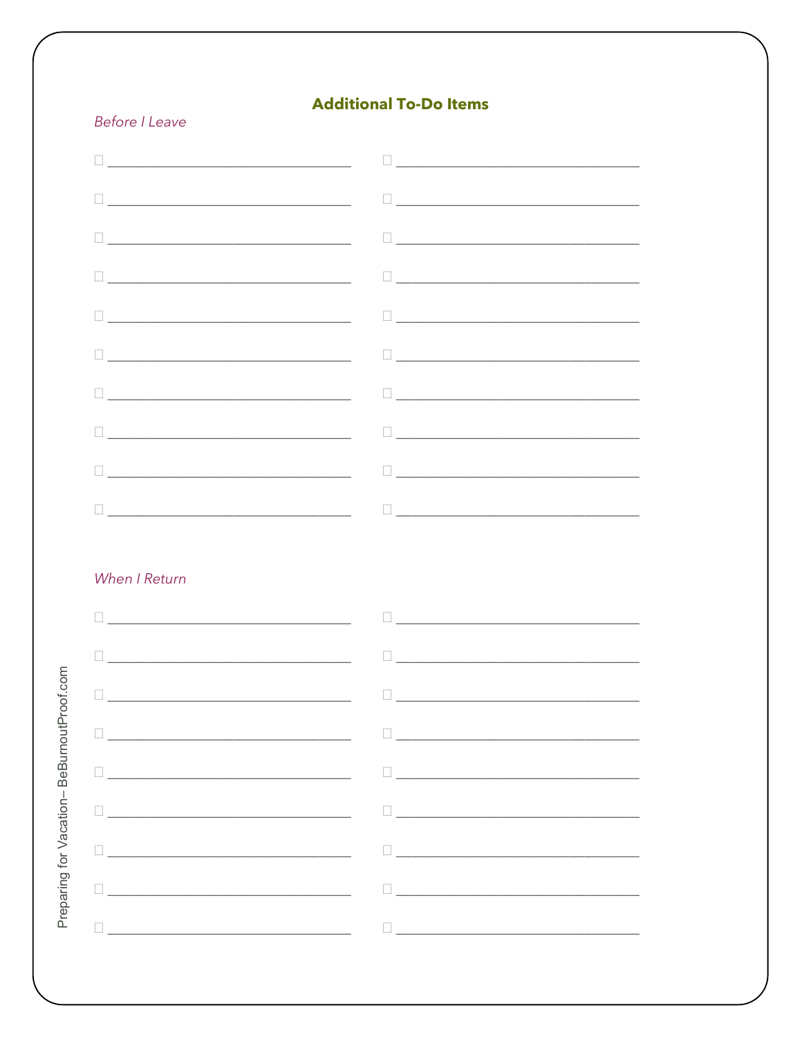## Additional To-Do Items

*Before I Leave*

- [ ] ______________________________
- [ ] ______________________________
- [ ] ______________________________
- [ ] ______________________________
- [ ] ______________________________
- [ ] ______________________________
- [ ] ______________________________
- [ ] ______________________________
- [ ] ______________________________
- [ ] ______________________________
- [ ] ______________________________
- [ ] ______________________________
- [ ] ______________________________
- [ ] ______________________________
- [ ] ______________________________
- [ ] ______________________________
- [ ] ______________________________
- [ ] ______________________________
- [ ] ______________________________
- [ ] ______________________________

*When I Return*

- [ ] ______________________________
- [ ] ______________________________
- [ ] ______________________________
- [ ] ______________________________
- [ ] ______________________________
- [ ] ______________________________
- [ ] ______________________________
- [ ] ______________________________
- [ ] ______________________________
- [ ] ______________________________
- [ ] ______________________________
- [ ] ______________________________
- [ ] ______________________________
- [ ] ______________________________
- [ ] ______________________________
- [ ] ______________________________
- [ ] ______________________________
- [ ] ______________________________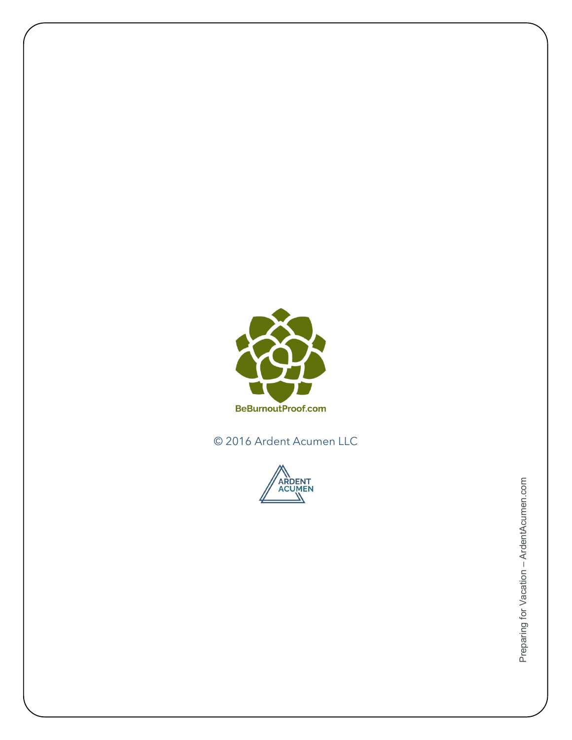BeBurnoutProof.com

© 2016 Ardent Acumen LLC

ARDENT ACUMEN